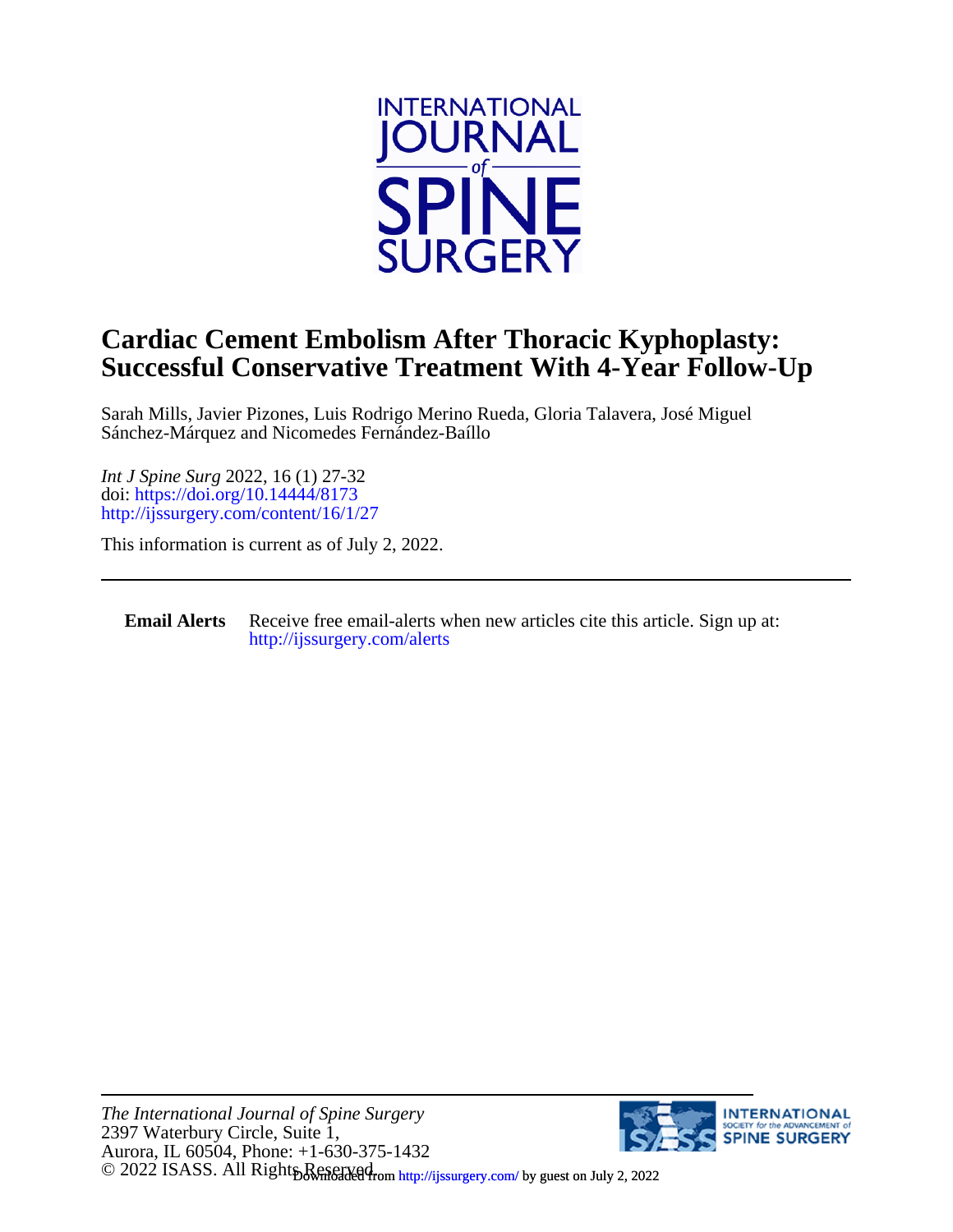# Cardiac Cement Embolism After Thoracic Kyphoplasty: Successful Conservative Treatment With 4-Year Follow-Up

Sarah Mills, Javier Pizones, Luis Rodrigo Merino Rueda, Gloria Talavera, José Miguel Sánchez-Márquez and Nicomedes Fernández-Baíllo

*Int J Spine Surg* 2022, 16 (1) 27-32
doi: https://doi.org/10.14444/8173
http://ijssurgery.com/content/16/1/27

This information is current as of July 2, 2022.

---

**Email Alerts** Receive free email-alerts when new articles cite this article. Sign up at: http://ijssurgery.com/alerts

---

*The International Journal of Spine Surgery*
2397 Waterbury Circle, Suite 1,
Aurora, IL 60504, Phone: +1-630-375-1432
© 2022 ISASS. All Rights Reserved.

Downloaded from http://ijssurgery.com/ by guest on July 2, 2022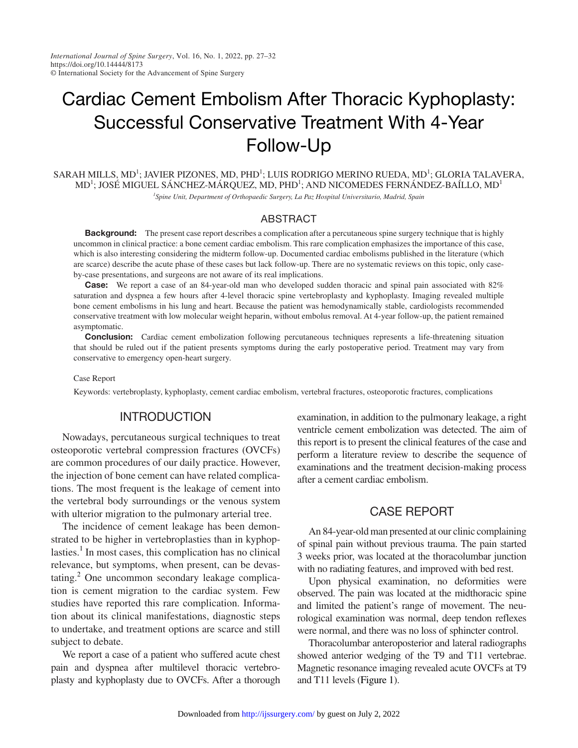# Cardiac Cement Embolism After Thoracic Kyphoplasty: Successful Conservative Treatment With 4-Year Follow-Up

SARAH MILLS, MD[1]; JAVIER PIZONES, MD, PHD[1]; LUIS RODRIGO MERINO RUEDA, MD[1]; GLORIA TALAVERA, MD[1]; JOSÉ MIGUEL SÁNCHEZ-MÁRQUEZ, MD, PHD[1]; AND NICOMEDES FERNÁNDEZ-BAÍLLO, MD[1]

*[1]Spine Unit, Department of Orthopaedic Surgery, La Paz Hospital Universitario, Madrid, Spain*

## ABSTRACT

**Background:** The present case report describes a complication after a percutaneous spine surgery technique that is highly uncommon in clinical practice: a bone cement cardiac embolism. This rare complication emphasizes the importance of this case, which is also interesting considering the midterm follow-up. Documented cardiac embolisms published in the literature (which are scarce) describe the acute phase of these cases but lack follow-up. There are no systematic reviews on this topic, only case-by-case presentations, and surgeons are not aware of its real implications.

**Case:** We report a case of an 84-year-old man who developed sudden thoracic and spinal pain associated with 82% saturation and dyspnea a few hours after 4-level thoracic spine vertebroplasty and kyphoplasty. Imaging revealed multiple bone cement embolisms in his lung and heart. Because the patient was hemodynamically stable, cardiologists recommended conservative treatment with low molecular weight heparin, without embolus removal. At 4-year follow-up, the patient remained asymptomatic.

**Conclusion:** Cardiac cement embolization following percutaneous techniques represents a life-threatening situation that should be ruled out if the patient presents symptoms during the early postoperative period. Treatment may vary from conservative to emergency open-heart surgery.

Case Report

Keywords: vertebroplasty, kyphoplasty, cement cardiac embolism, vertebral fractures, osteoporotic fractures, complications

## INTRODUCTION

Nowadays, percutaneous surgical techniques to treat osteoporotic vertebral compression fractures (OVCFs) are common procedures of our daily practice. However, the injection of bone cement can have related complications. The most frequent is the leakage of cement into the vertebral body surroundings or the venous system with ulterior migration to the pulmonary arterial tree.

The incidence of cement leakage has been demonstrated to be higher in vertebroplasties than in kyphoplasties.[1] In most cases, this complication has no clinical relevance, but symptoms, when present, can be devastating.[2] One uncommon secondary leakage complication is cement migration to the cardiac system. Few studies have reported this rare complication. Information about its clinical manifestations, diagnostic steps to undertake, and treatment options are scarce and still subject to debate.

We report a case of a patient who suffered acute chest pain and dyspnea after multilevel thoracic vertebroplasty and kyphoplasty due to OVCFs. After a thorough examination, in addition to the pulmonary leakage, a right ventricle cement embolization was detected. The aim of this report is to present the clinical features of the case and perform a literature review to describe the sequence of examinations and the treatment decision-making process after a cement cardiac embolism.

## CASE REPORT

An 84-year-old man presented at our clinic complaining of spinal pain without previous trauma. The pain started 3 weeks prior, was located at the thoracolumbar junction with no radiating features, and improved with bed rest.

Upon physical examination, no deformities were observed. The pain was located at the midthoracic spine and limited the patient's range of movement. The neurological examination was normal, deep tendon reflexes were normal, and there was no loss of sphincter control.

Thoracolumbar anteroposterior and lateral radiographs showed anterior wedging of the T9 and T11 vertebrae. Magnetic resonance imaging revealed acute OVCFs at T9 and T11 levels (Figure 1).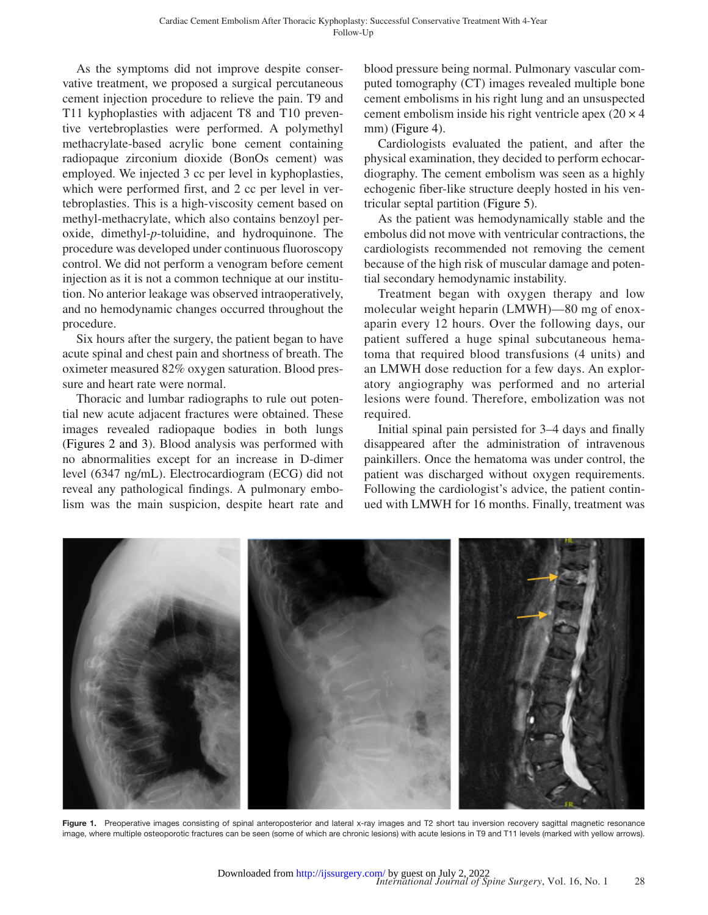As the symptoms did not improve despite conservative treatment, we proposed a surgical percutaneous cement injection procedure to relieve the pain. T9 and T11 kyphoplasties with adjacent T8 and T10 preventive vertebroplasties were performed. A polymethyl methacrylate-based acrylic bone cement containing radiopaque zirconium dioxide (BonOs cement) was employed. We injected 3 cc per level in kyphoplasties, which were performed first, and 2 cc per level in vertebroplasties. This is a high-viscosity cement based on methyl-methacrylate, which also contains benzoyl peroxide, dimethyl-*p*-toluidine, and hydroquinone. The procedure was developed under continuous fluoroscopy control. We did not perform a venogram before cement injection as it is not a common technique at our institution. No anterior leakage was observed intraoperatively, and no hemodynamic changes occurred throughout the procedure.

Six hours after the surgery, the patient began to have acute spinal and chest pain and shortness of breath. The oximeter measured 82% oxygen saturation. Blood pressure and heart rate were normal.

Thoracic and lumbar radiographs to rule out potential new acute adjacent fractures were obtained. These images revealed radiopaque bodies in both lungs (Figures 2 and 3). Blood analysis was performed with no abnormalities except for an increase in D-dimer level (6347 ng/mL). Electrocardiogram (ECG) did not reveal any pathological findings. A pulmonary embolism was the main suspicion, despite heart rate and blood pressure being normal. Pulmonary vascular computed tomography (CT) images revealed multiple bone cement embolisms in his right lung and an unsuspected cement embolism inside his right ventricle apex ($20 \times 4$ mm) (Figure 4).

Cardiologists evaluated the patient, and after the physical examination, they decided to perform echocardiography. The cement embolism was seen as a highly echogenic fiber-like structure deeply hosted in his ventricular septal partition (Figure 5).

As the patient was hemodynamically stable and the embolus did not move with ventricular contractions, the cardiologists recommended not removing the cement because of the high risk of muscular damage and potential secondary hemodynamic instability.

Treatment began with oxygen therapy and low molecular weight heparin (LMWH)—80 mg of enoxaparin every 12 hours. Over the following days, our patient suffered a huge spinal subcutaneous hematoma that required blood transfusions (4 units) and an LMWH dose reduction for a few days. An exploratory angiography was performed and no arterial lesions were found. Therefore, embolization was not required.

Initial spinal pain persisted for 3–4 days and finally disappeared after the administration of intravenous painkillers. Once the hematoma was under control, the patient was discharged without oxygen requirements. Following the cardiologist's advice, the patient continued with LMWH for 16 months. Finally, treatment was

**Figure 1.** Preoperative images consisting of spinal anteroposterior and lateral x-ray images and T2 short tau inversion recovery sagittal magnetic resonance image, where multiple osteoporotic fractures can be seen (some of which are chronic lesions) with acute lesions in T9 and T11 levels (marked with yellow arrows).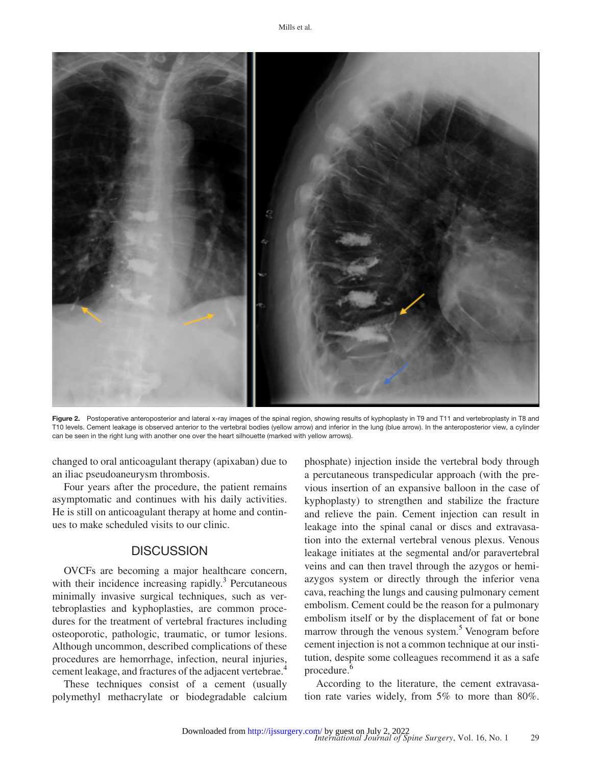**Figure 2.** Postoperative anteroposterior and lateral x-ray images of the spinal region, showing results of kyphoplasty in T9 and T11 and vertebroplasty in T8 and T10 levels. Cement leakage is observed anterior to the vertebral bodies (yellow arrow) and inferior in the lung (blue arrow). In the anteroposterior view, a cylinder can be seen in the right lung with another one over the heart silhouette (marked with yellow arrows).

changed to oral anticoagulant therapy (apixaban) due to an iliac pseudoaneurysm thrombosis.

Four years after the procedure, the patient remains asymptomatic and continues with his daily activities. He is still on anticoagulant therapy at home and continues to make scheduled visits to our clinic.

## DISCUSSION

OVCFs are becoming a major healthcare concern, with their incidence increasing rapidly.[3] Percutaneous minimally invasive surgical techniques, such as vertebroplasties and kyphoplasties, are common procedures for the treatment of vertebral fractures including osteoporotic, pathologic, traumatic, or tumor lesions. Although uncommon, described complications of these procedures are hemorrhage, infection, neural injuries, cement leakage, and fractures of the adjacent vertebrae.[4]

These techniques consist of a cement (usually polymethyl methacrylate or biodegradable calcium phosphate) injection inside the vertebral body through a percutaneous transpedicular approach (with the previous insertion of an expansive balloon in the case of kyphoplasty) to strengthen and stabilize the fracture and relieve the pain. Cement injection can result in leakage into the spinal canal or discs and extravasation into the external vertebral venous plexus. Venous leakage initiates at the segmental and/or paravertebral veins and can then travel through the azygos or hemiazygos system or directly through the inferior vena cava, reaching the lungs and causing pulmonary cement embolism. Cement could be the reason for a pulmonary embolism itself or by the displacement of fat or bone marrow through the venous system.[5] Venogram before cement injection is not a common technique at our institution, despite some colleagues recommend it as a safe procedure.[6]

According to the literature, the cement extravasation rate varies widely, from 5% to more than 80%.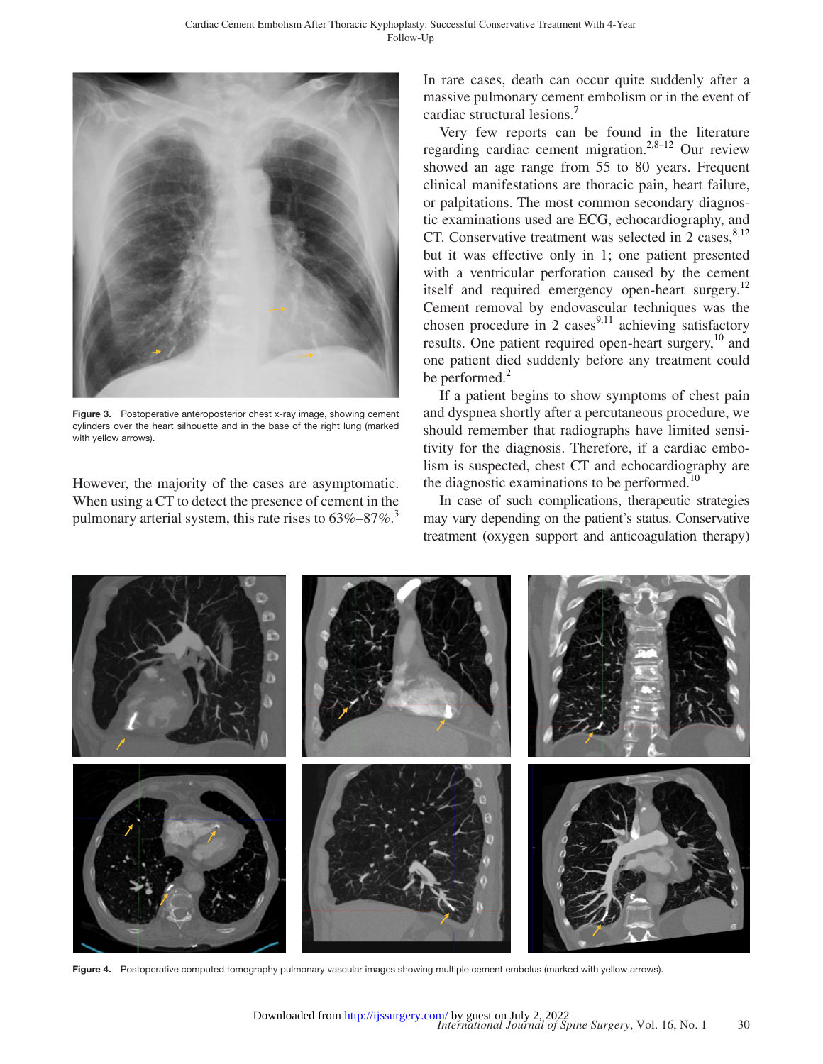Figure 3. Postoperative anteroposterior chest x-ray image, showing cement cylinders over the heart silhouette and in the base of the right lung (marked with yellow arrows).

However, the majority of the cases are asymptomatic. When using a CT to detect the presence of cement in the pulmonary arterial system, this rate rises to 63%–87%.[3]

In rare cases, death can occur quite suddenly after a massive pulmonary cement embolism or in the event of cardiac structural lesions.[7]

Very few reports can be found in the literature regarding cardiac cement migration.[2,8–12] Our review showed an age range from 55 to 80 years. Frequent clinical manifestations are thoracic pain, heart failure, or palpitations. The most common secondary diagnostic examinations used are ECG, echocardiography, and CT. Conservative treatment was selected in 2 cases,[8,12] but it was effective only in 1; one patient presented with a ventricular perforation caused by the cement itself and required emergency open-heart surgery.[12] Cement removal by endovascular techniques was the chosen procedure in 2 cases[9,11] achieving satisfactory results. One patient required open-heart surgery,[10] and one patient died suddenly before any treatment could be performed.[2]

If a patient begins to show symptoms of chest pain and dyspnea shortly after a percutaneous procedure, we should remember that radiographs have limited sensitivity for the diagnosis. Therefore, if a cardiac embolism is suspected, chest CT and echocardiography are the diagnostic examinations to be performed.[10]

In case of such complications, therapeutic strategies may vary depending on the patient's status. Conservative treatment (oxygen support and anticoagulation therapy)

Figure 4. Postoperative computed tomography pulmonary vascular images showing multiple cement embolus (marked with yellow arrows).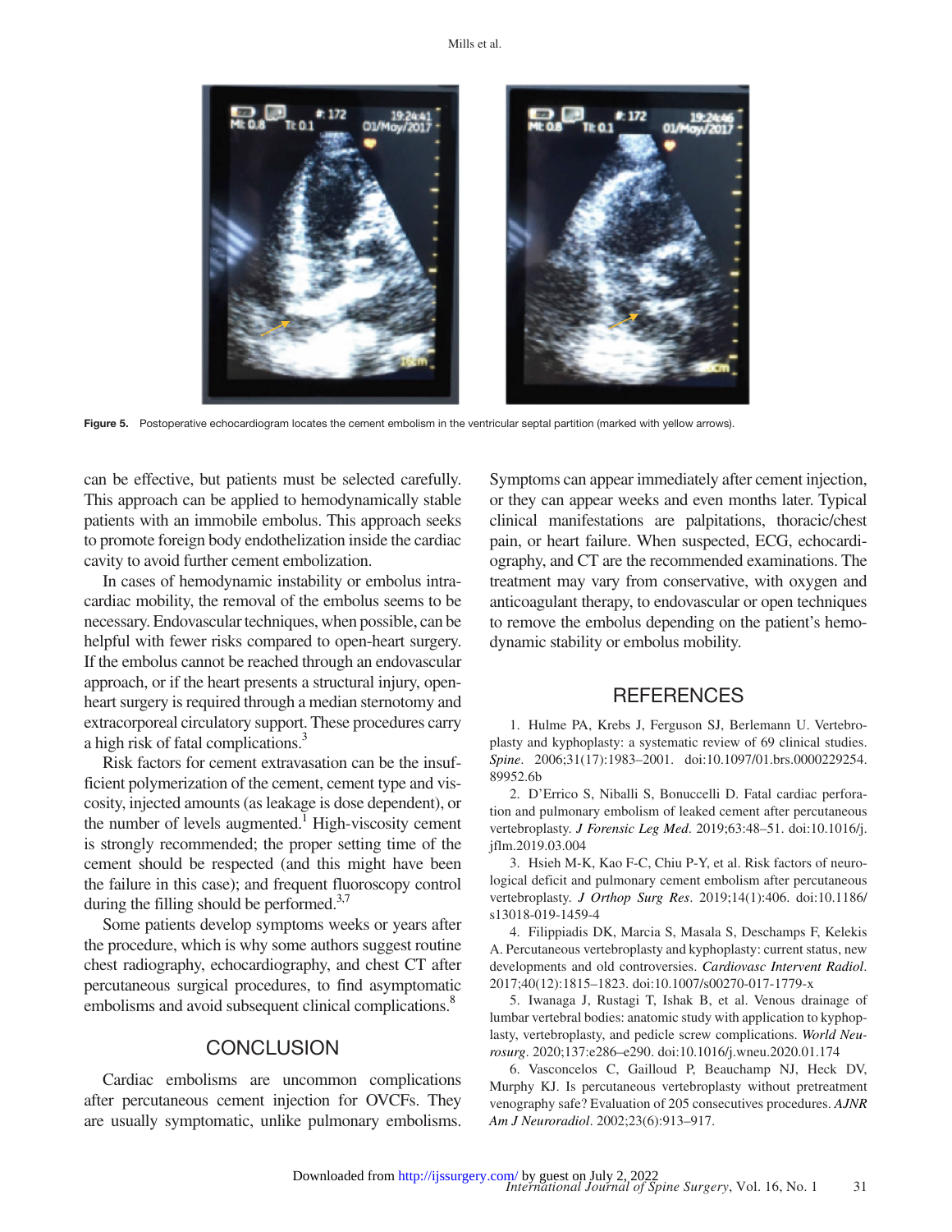Figure 5. Postoperative echocardiogram locates the cement embolism in the ventricular septal partition (marked with yellow arrows).

can be effective, but patients must be selected carefully. This approach can be applied to hemodynamically stable patients with an immobile embolus. This approach seeks to promote foreign body endothelization inside the cardiac cavity to avoid further cement embolization.

In cases of hemodynamic instability or embolus intracardiac mobility, the removal of the embolus seems to be necessary. Endovascular techniques, when possible, can be helpful with fewer risks compared to open-heart surgery. If the embolus cannot be reached through an endovascular approach, or if the heart presents a structural injury, open-heart surgery is required through a median sternotomy and extracorporeal circulatory support. These procedures carry a high risk of fatal complications.[3]

Risk factors for cement extravasation can be the insufficient polymerization of the cement, cement type and viscosity, injected amounts (as leakage is dose dependent), or the number of levels augmented.[1] High-viscosity cement is strongly recommended; the proper setting time of the cement should be respected (and this might have been the failure in this case); and frequent fluoroscopy control during the filling should be performed.[3,7]

Some patients develop symptoms weeks or years after the procedure, which is why some authors suggest routine chest radiography, echocardiography, and chest CT after percutaneous surgical procedures, to find asymptomatic embolisms and avoid subsequent clinical complications.[8]

## CONCLUSION

Cardiac embolisms are uncommon complications after percutaneous cement injection for OVCFs. They are usually symptomatic, unlike pulmonary embolisms. Symptoms can appear immediately after cement injection, or they can appear weeks and even months later. Typical clinical manifestations are palpitations, thoracic/chest pain, or heart failure. When suspected, ECG, echocardiography, and CT are the recommended examinations. The treatment may vary from conservative, with oxygen and anticoagulant therapy, to endovascular or open techniques to remove the embolus depending on the patient's hemodynamic stability or embolus mobility.

## REFERENCES

1. Hulme PA, Krebs J, Ferguson SJ, Berlemann U. Vertebroplasty and kyphoplasty: a systematic review of 69 clinical studies. *Spine*. 2006;31(17):1983–2001. doi:10.1097/01.brs.0000229254.89952.6b

2. D'Errico S, Niballi S, Bonuccelli D. Fatal cardiac perforation and pulmonary embolism of leaked cement after percutaneous vertebroplasty. *J Forensic Leg Med*. 2019;63:48–51. doi:10.1016/j.jflm.2019.03.004

3. Hsieh M-K, Kao F-C, Chiu P-Y, et al. Risk factors of neurological deficit and pulmonary cement embolism after percutaneous vertebroplasty. *J Orthop Surg Res*. 2019;14(1):406. doi:10.1186/s13018-019-1459-4

4. Filippiadis DK, Marcia S, Masala S, Deschamps F, Kelekis A. Percutaneous vertebroplasty and kyphoplasty: current status, new developments and old controversies. *Cardiovasc Intervent Radiol*. 2017;40(12):1815–1823. doi:10.1007/s00270-017-1779-x

5. Iwanaga J, Rustagi T, Ishak B, et al. Venous drainage of lumbar vertebral bodies: anatomic study with application to kyphoplasty, vertebroplasty, and pedicle screw complications. *World Neurosurg*. 2020;137:e286–e290. doi:10.1016/j.wneu.2020.01.174

6. Vasconcelos C, Gailloud P, Beauchamp NJ, Heck DV, Murphy KJ. Is percutaneous vertebroplasty without pretreatment venography safe? Evaluation of 205 consecutives procedures. *AJNR Am J Neuroradiol*. 2002;23(6):913–917.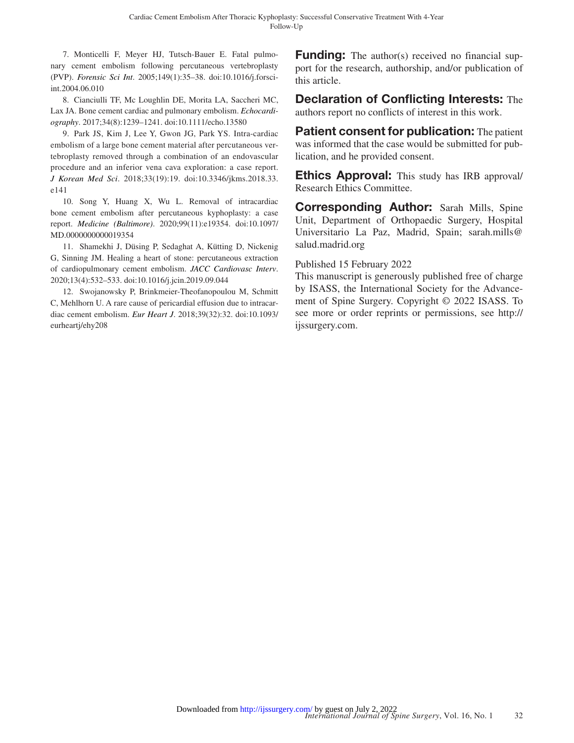7. Monticelli F, Meyer HJ, Tutsch-Bauer E. Fatal pulmonary cement embolism following percutaneous vertebroplasty (PVP). *Forensic Sci Int*. 2005;149(1):35–38. doi:10.1016/j.forsciint.2004.06.010

8. Cianciulli TF, Mc Loughlin DE, Morita LA, Saccheri MC, Lax JA. Bone cement cardiac and pulmonary embolism. *Echocardiography*. 2017;34(8):1239–1241. doi:10.1111/echo.13580

9. Park JS, Kim J, Lee Y, Gwon JG, Park YS. Intra-cardiac embolism of a large bone cement material after percutaneous vertebroplasty removed through a combination of an endovascular procedure and an inferior vena cava exploration: a case report. *J Korean Med Sci*. 2018;33(19):19. doi:10.3346/jkms.2018.33.e141

10. Song Y, Huang X, Wu L. Removal of intracardiac bone cement embolism after percutaneous kyphoplasty: a case report. *Medicine (Baltimore)*. 2020;99(11):e19354. doi:10.1097/MD.0000000000019354

11. Shamekhi J, Düsing P, Sedaghat A, Kütting D, Nickenig G, Sinning JM. Healing a heart of stone: percutaneous extraction of cardiopulmonary cement embolism. *JACC Cardiovasc Interv*. 2020;13(4):532–533. doi:10.1016/j.jcin.2019.09.044

12. Swojanowsky P, Brinkmeier-Theofanopoulou M, Schmitt C, Mehlhorn U. A rare cause of pericardial effusion due to intracardiac cement embolism. *Eur Heart J*. 2018;39(32):32. doi:10.1093/eurheartj/ehy208

**Funding:** The author(s) received no financial support for the research, authorship, and/or publication of this article.

**Declaration of Conflicting Interests:** The authors report no conflicts of interest in this work.

**Patient consent for publication:** The patient was informed that the case would be submitted for publication, and he provided consent.

**Ethics Approval:** This study has IRB approval/Research Ethics Committee.

**Corresponding Author:** Sarah Mills, Spine Unit, Department of Orthopaedic Surgery, Hospital Universitario La Paz, Madrid, Spain; sarah.mills@salud.madrid.org

Published 15 February 2022

This manuscript is generously published free of charge by ISASS, the International Society for the Advancement of Spine Surgery. Copyright © 2022 ISASS. To see more or order reprints or permissions, see http://ijssurgery.com.